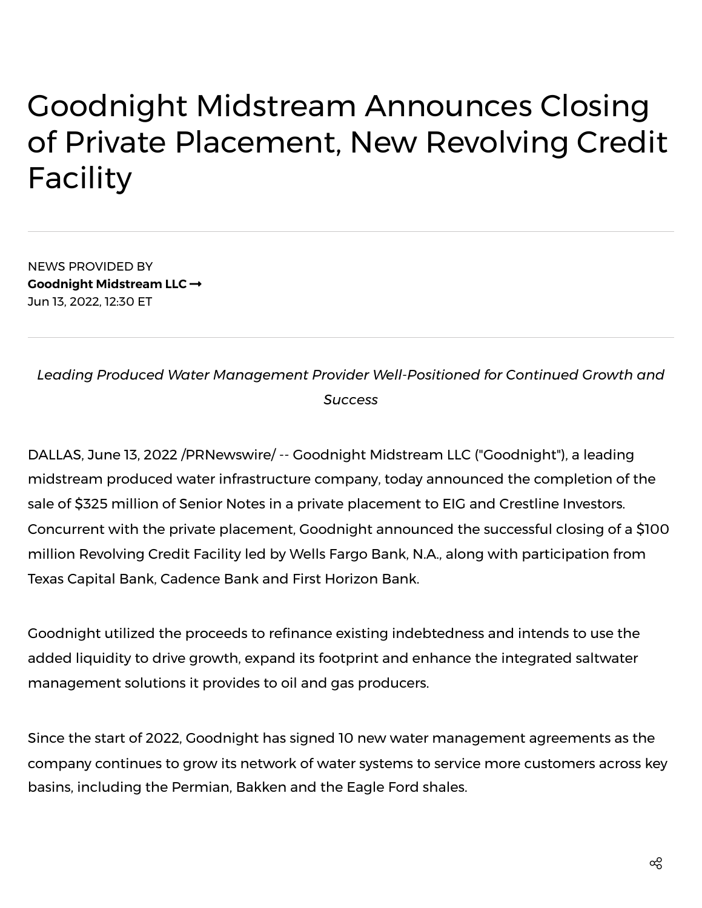# Goodnight Midstream Announces Closing of Private Placement, New Revolving Credit Facility

NEWS PROVIDED BY

**Goodnight Midstream LLC →**

Jun 13, 2022, 12:30 ET

*Leading Produced Water Management Provider Well-Positioned for Continued Growth and Success*

DALLAS, June 13, 2022 /PRNewswire/ -- Goodnight Midstream LLC ("Goodnight"), a leading midstream produced water infrastructure company, today announced the completion of the sale of $325 million of Senior Notes in a private placement to EIG and Crestline Investors. Concurrent with the private placement, Goodnight announced the successful closing of a $100 million Revolving Credit Facility led by Wells Fargo Bank, N.A., along with participation from Texas Capital Bank, Cadence Bank and First Horizon Bank.

Goodnight utilized the proceeds to refinance existing indebtedness and intends to use the added liquidity to drive growth, expand its footprint and enhance the integrated saltwater management solutions it provides to oil and gas producers.

Since the start of 2022, Goodnight has signed 10 new water management agreements as the company continues to grow its network of water systems to service more customers across key basins, including the Permian, Bakken and the Eagle Ford shales.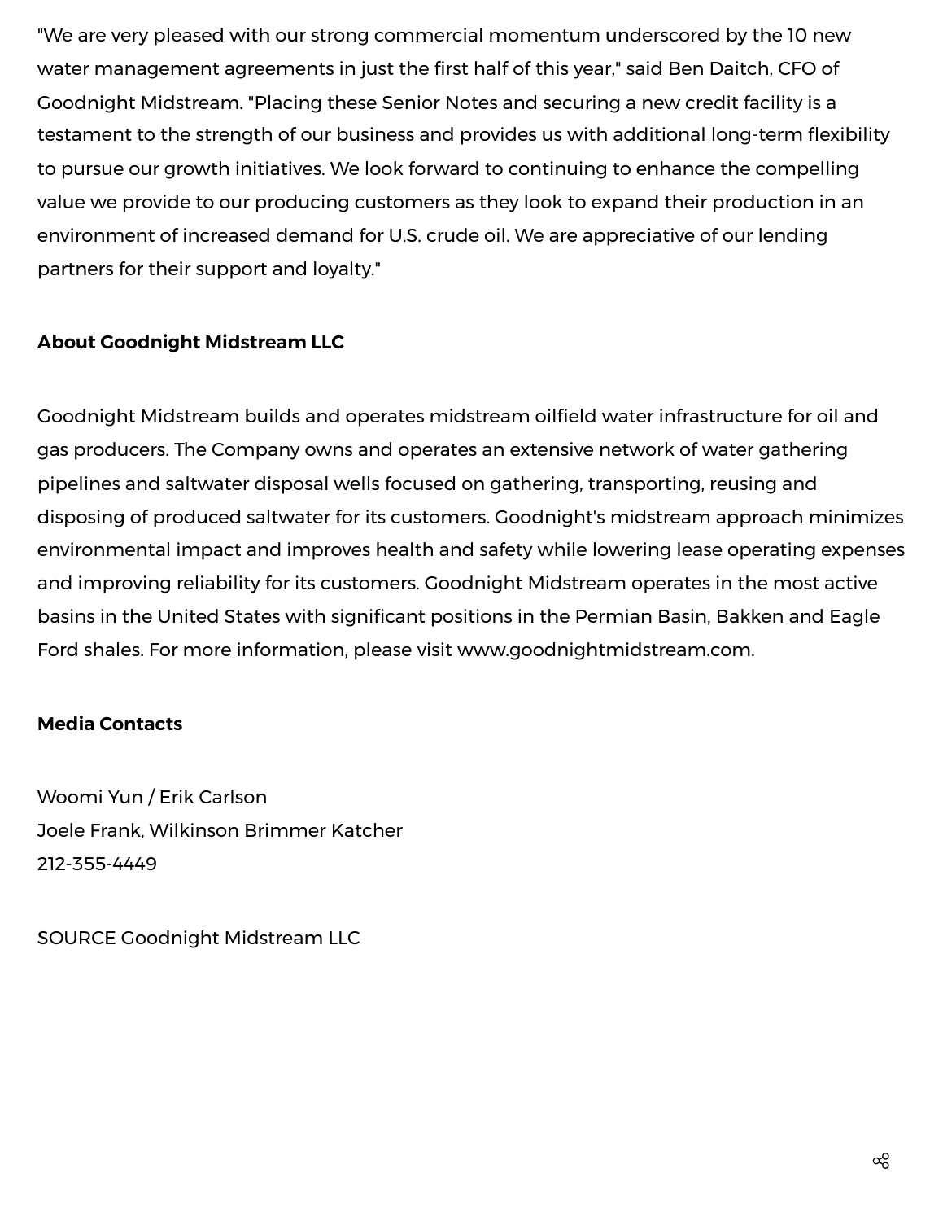"We are very pleased with our strong commercial momentum underscored by the 10 new water management agreements in just the first half of this year," said Ben Daitch, CFO of Goodnight Midstream. "Placing these Senior Notes and securing a new credit facility is a testament to the strength of our business and provides us with additional long-term flexibility to pursue our growth initiatives. We look forward to continuing to enhance the compelling value we provide to our producing customers as they look to expand their production in an environment of increased demand for U.S. crude oil. We are appreciative of our lending partners for their support and loyalty."

**About Goodnight Midstream LLC**

Goodnight Midstream builds and operates midstream oilfield water infrastructure for oil and gas producers. The Company owns and operates an extensive network of water gathering pipelines and saltwater disposal wells focused on gathering, transporting, reusing and disposing of produced saltwater for its customers. Goodnight's midstream approach minimizes environmental impact and improves health and safety while lowering lease operating expenses and improving reliability for its customers. Goodnight Midstream operates in the most active basins in the United States with significant positions in the Permian Basin, Bakken and Eagle Ford shales. For more information, please visit www.goodnightmidstream.com.

**Media Contacts**

Woomi Yun / Erik Carlson
Joele Frank, Wilkinson Brimmer Katcher
212-355-4449

SOURCE Goodnight Midstream LLC